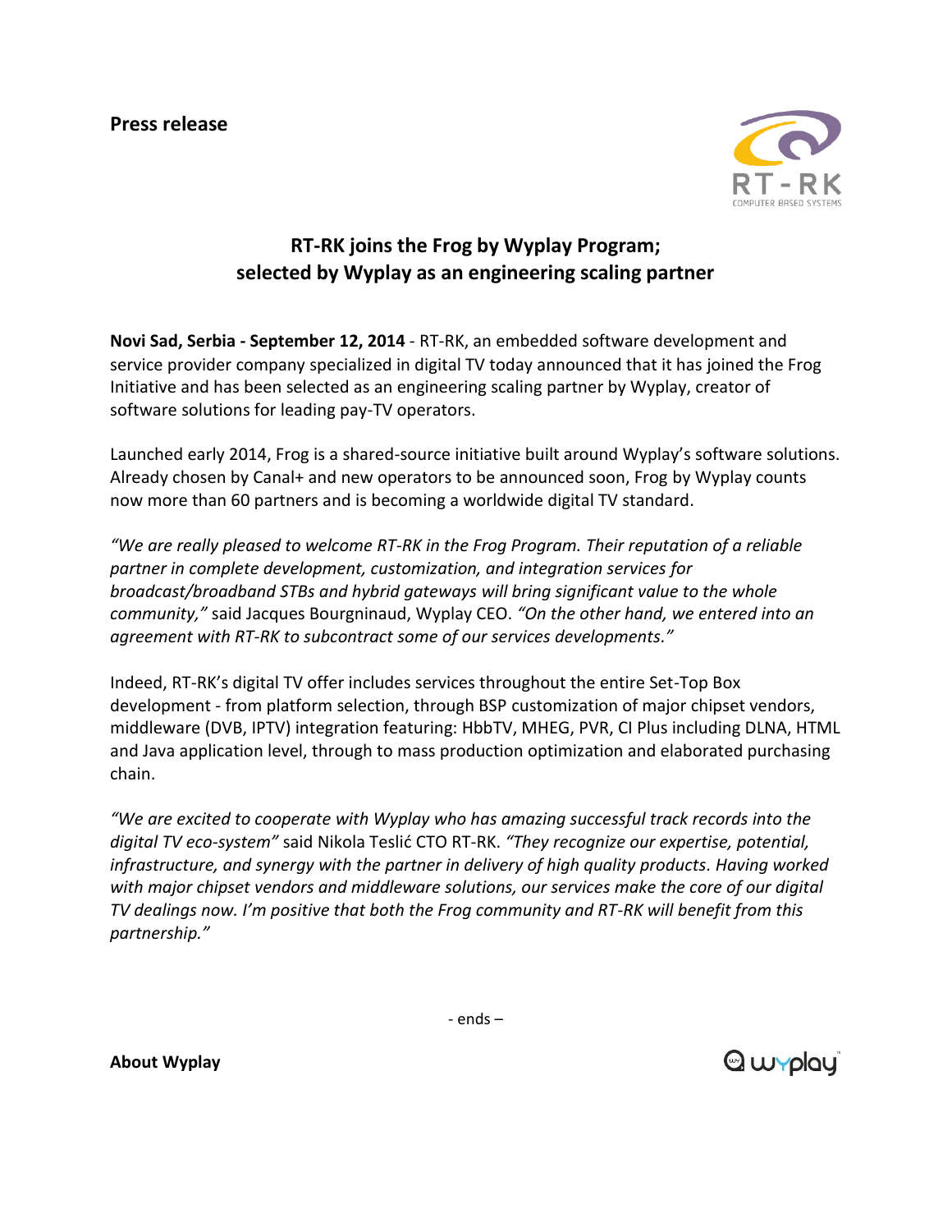**Press release**

## RT-RK joins the Frog by Wyplay Program; selected by Wyplay as an engineering scaling partner

**Novi Sad, Serbia - September 12, 2014** - RT-RK, an embedded software development and service provider company specialized in digital TV today announced that it has joined the Frog Initiative and has been selected as an engineering scaling partner by Wyplay, creator of software solutions for leading pay-TV operators.

Launched early 2014, Frog is a shared-source initiative built around Wyplay's software solutions. Already chosen by Canal+ and new operators to be announced soon, Frog by Wyplay counts now more than 60 partners and is becoming a worldwide digital TV standard.

*"We are really pleased to welcome RT-RK in the Frog Program. Their reputation of a reliable partner in complete development, customization, and integration services for broadcast/broadband STBs and hybrid gateways will bring significant value to the whole community,"* said Jacques Bourgninaud, Wyplay CEO. *"On the other hand, we entered into an agreement with RT-RK to subcontract some of our services developments."*

Indeed, RT-RK's digital TV offer includes services throughout the entire Set-Top Box development - from platform selection, through BSP customization of major chipset vendors, middleware (DVB, IPTV) integration featuring: HbbTV, MHEG, PVR, CI Plus including DLNA, HTML and Java application level, through to mass production optimization and elaborated purchasing chain.

*"We are excited to cooperate with Wyplay who has amazing successful track records into the digital TV eco-system"* said Nikola Teslić CTO RT-RK. *"They recognize our expertise, potential, infrastructure, and synergy with the partner in delivery of high quality products. Having worked with major chipset vendors and middleware solutions, our services make the core of our digital TV dealings now. I'm positive that both the Frog community and RT-RK will benefit from this partnership."*

- ends –

**About Wyplay**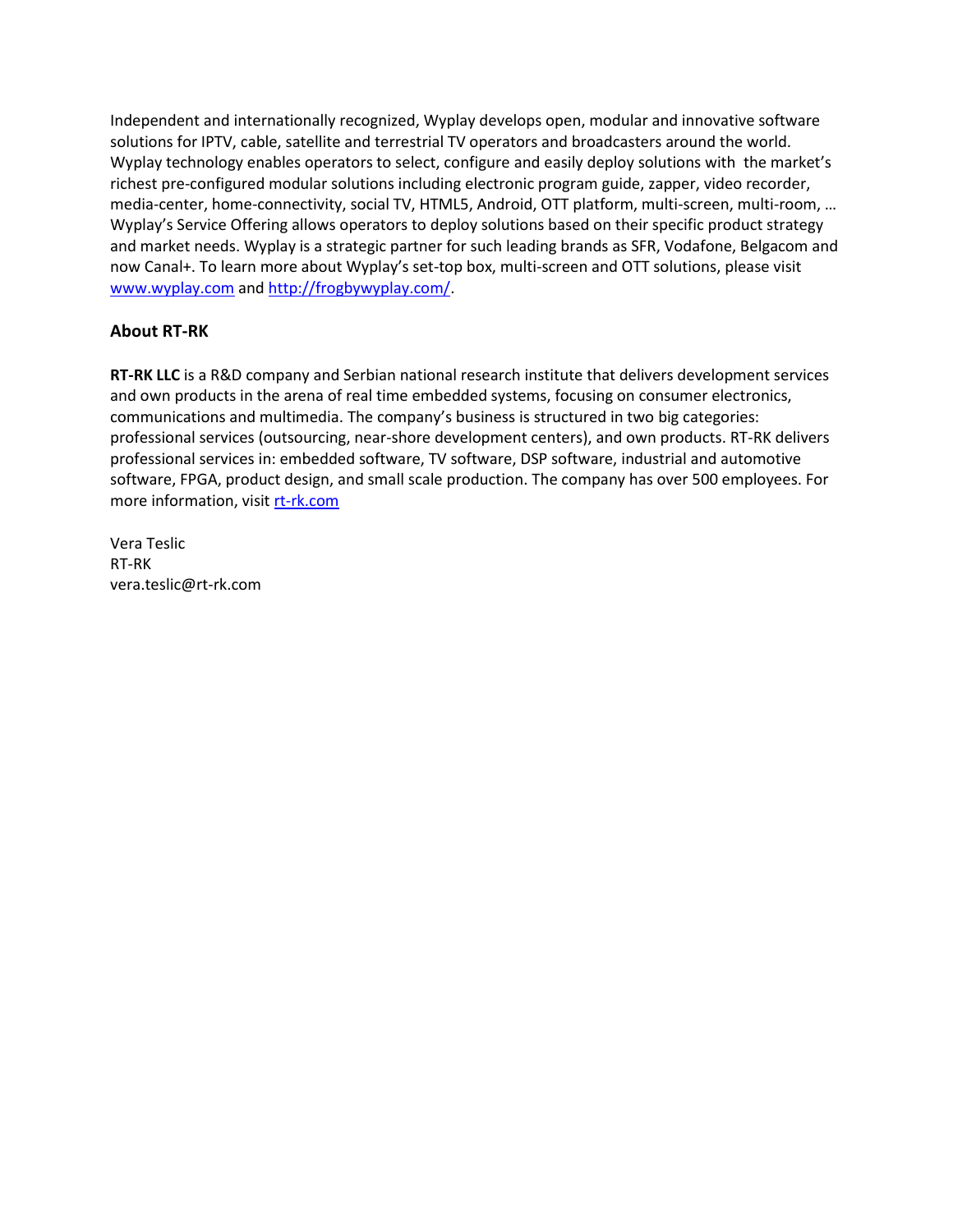Independent and internationally recognized, Wyplay develops open, modular and innovative software solutions for IPTV, cable, satellite and terrestrial TV operators and broadcasters around the world. Wyplay technology enables operators to select, configure and easily deploy solutions with the market's richest pre-configured modular solutions including electronic program guide, zapper, video recorder, media-center, home-connectivity, social TV, HTML5, Android, OTT platform, multi-screen, multi-room, … Wyplay's Service Offering allows operators to deploy solutions based on their specific product strategy and market needs. Wyplay is a strategic partner for such leading brands as SFR, Vodafone, Belgacom and now Canal+. To learn more about Wyplay's set-top box, multi-screen and OTT solutions, please visit [www.wyplay.com](http://www.wyplay.com) and [http://frogbywyplay.com/](http://frogbywyplay.com/).

## About RT-RK

**RT-RK LLC** is a R&D company and Serbian national research institute that delivers development services and own products in the arena of real time embedded systems, focusing on consumer electronics, communications and multimedia. The company's business is structured in two big categories: professional services (outsourcing, near-shore development centers), and own products. RT-RK delivers professional services in: embedded software, TV software, DSP software, industrial and automotive software, FPGA, product design, and small scale production. The company has over 500 employees. For more information, visit [rt-rk.com](http://rt-rk.com)

Vera Teslic
RT-RK
vera.teslic@rt-rk.com